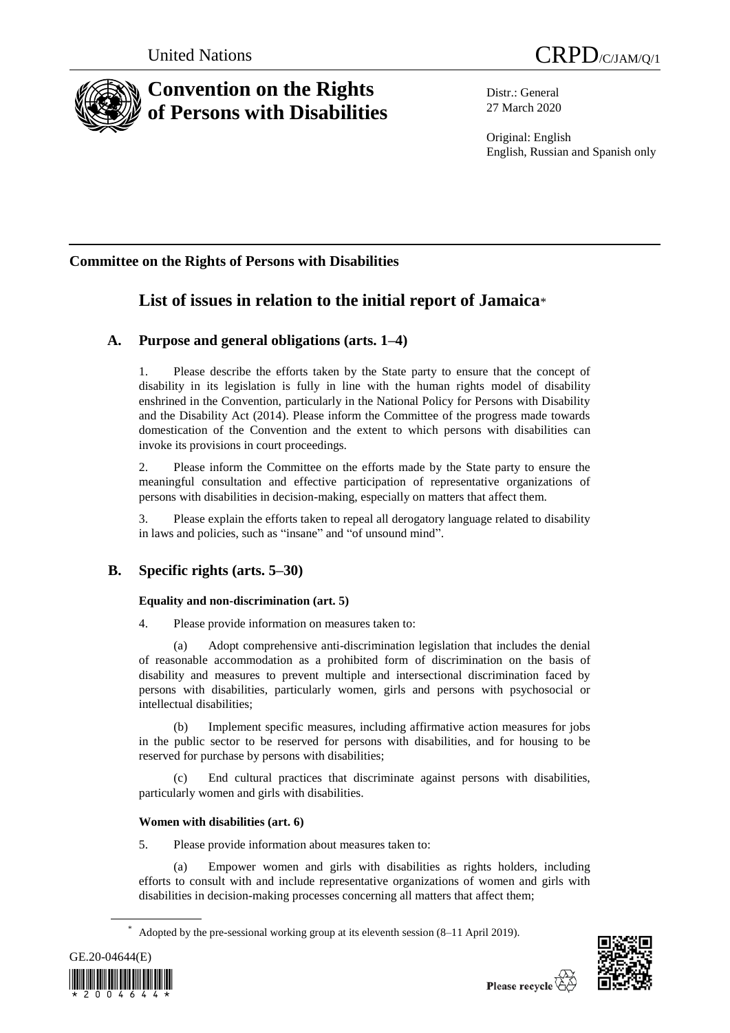United Nations CRPD/C/JAM/Q/1

# Convention on the Rights of Persons with Disabilities

Distr.: General
27 March 2020

Original: English
English, Russian and Spanish only

## Committee on the Rights of Persons with Disabilities

# List of issues in relation to the initial report of Jamaica*

## A. Purpose and general obligations (arts. 1–4)

1. Please describe the efforts taken by the State party to ensure that the concept of disability in its legislation is fully in line with the human rights model of disability enshrined in the Convention, particularly in the National Policy for Persons with Disability and the Disability Act (2014). Please inform the Committee of the progress made towards domestication of the Convention and the extent to which persons with disabilities can invoke its provisions in court proceedings.

2. Please inform the Committee on the efforts made by the State party to ensure the meaningful consultation and effective participation of representative organizations of persons with disabilities in decision-making, especially on matters that affect them.

3. Please explain the efforts taken to repeal all derogatory language related to disability in laws and policies, such as "insane" and "of unsound mind".

## B. Specific rights (arts. 5–30)

### Equality and non-discrimination (art. 5)

4. Please provide information on measures taken to:

(a) Adopt comprehensive anti-discrimination legislation that includes the denial of reasonable accommodation as a prohibited form of discrimination on the basis of disability and measures to prevent multiple and intersectional discrimination faced by persons with disabilities, particularly women, girls and persons with psychosocial or intellectual disabilities;

(b) Implement specific measures, including affirmative action measures for jobs in the public sector to be reserved for persons with disabilities, and for housing to be reserved for purchase by persons with disabilities;

(c) End cultural practices that discriminate against persons with disabilities, particularly women and girls with disabilities.

### Women with disabilities (art. 6)

5. Please provide information about measures taken to:

(a) Empower women and girls with disabilities as rights holders, including efforts to consult with and include representative organizations of women and girls with disabilities in decision-making processes concerning all matters that affect them;

\* Adopted by the pre-sessional working group at its eleventh session (8–11 April 2019).

GE.20-04644(E)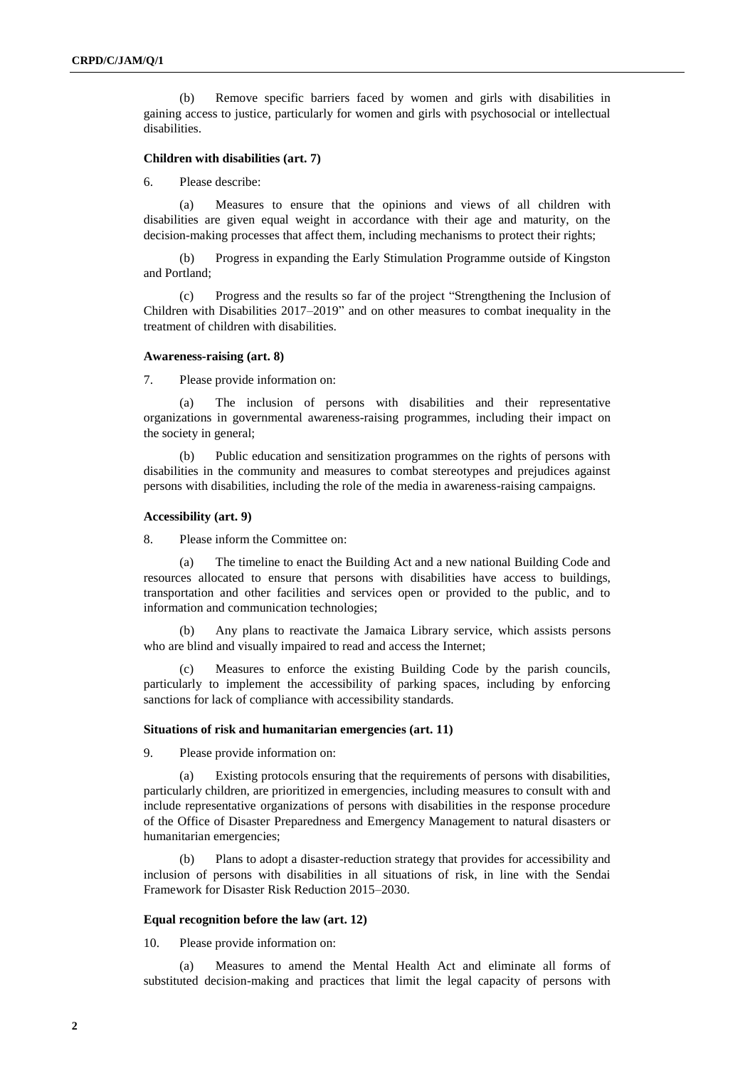(b) Remove specific barriers faced by women and girls with disabilities in gaining access to justice, particularly for women and girls with psychosocial or intellectual disabilities.

#### Children with disabilities (art. 7)

6. Please describe:

(a) Measures to ensure that the opinions and views of all children with disabilities are given equal weight in accordance with their age and maturity, on the decision-making processes that affect them, including mechanisms to protect their rights;

(b) Progress in expanding the Early Stimulation Programme outside of Kingston and Portland;

(c) Progress and the results so far of the project "Strengthening the Inclusion of Children with Disabilities 2017–2019" and on other measures to combat inequality in the treatment of children with disabilities.

#### Awareness-raising (art. 8)

7. Please provide information on:

(a) The inclusion of persons with disabilities and their representative organizations in governmental awareness-raising programmes, including their impact on the society in general;

(b) Public education and sensitization programmes on the rights of persons with disabilities in the community and measures to combat stereotypes and prejudices against persons with disabilities, including the role of the media in awareness-raising campaigns.

#### Accessibility (art. 9)

8. Please inform the Committee on:

(a) The timeline to enact the Building Act and a new national Building Code and resources allocated to ensure that persons with disabilities have access to buildings, transportation and other facilities and services open or provided to the public, and to information and communication technologies;

(b) Any plans to reactivate the Jamaica Library service, which assists persons who are blind and visually impaired to read and access the Internet;

(c) Measures to enforce the existing Building Code by the parish councils, particularly to implement the accessibility of parking spaces, including by enforcing sanctions for lack of compliance with accessibility standards.

#### Situations of risk and humanitarian emergencies (art. 11)

9. Please provide information on:

(a) Existing protocols ensuring that the requirements of persons with disabilities, particularly children, are prioritized in emergencies, including measures to consult with and include representative organizations of persons with disabilities in the response procedure of the Office of Disaster Preparedness and Emergency Management to natural disasters or humanitarian emergencies;

(b) Plans to adopt a disaster-reduction strategy that provides for accessibility and inclusion of persons with disabilities in all situations of risk, in line with the Sendai Framework for Disaster Risk Reduction 2015–2030.

#### Equal recognition before the law (art. 12)

10. Please provide information on:

(a) Measures to amend the Mental Health Act and eliminate all forms of substituted decision-making and practices that limit the legal capacity of persons with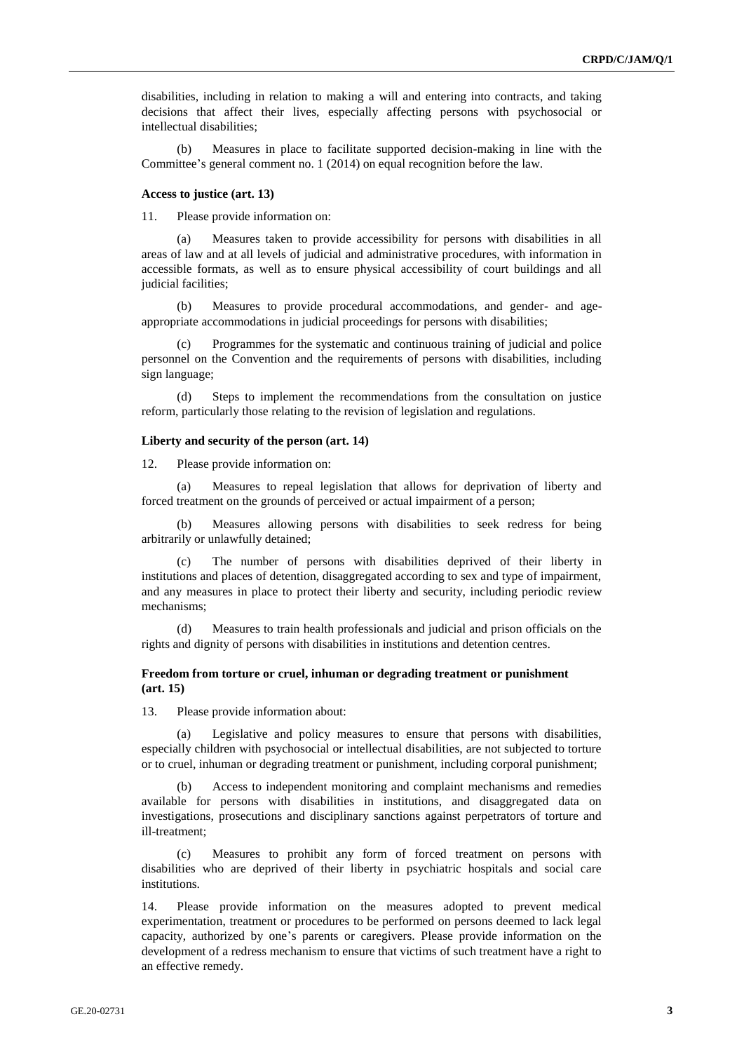disabilities, including in relation to making a will and entering into contracts, and taking decisions that affect their lives, especially affecting persons with psychosocial or intellectual disabilities;

(b) Measures in place to facilitate supported decision-making in line with the Committee's general comment no. 1 (2014) on equal recognition before the law.

### Access to justice (art. 13)

11. Please provide information on:

(a) Measures taken to provide accessibility for persons with disabilities in all areas of law and at all levels of judicial and administrative procedures, with information in accessible formats, as well as to ensure physical accessibility of court buildings and all judicial facilities;

(b) Measures to provide procedural accommodations, and gender- and age-appropriate accommodations in judicial proceedings for persons with disabilities;

(c) Programmes for the systematic and continuous training of judicial and police personnel on the Convention and the requirements of persons with disabilities, including sign language;

(d) Steps to implement the recommendations from the consultation on justice reform, particularly those relating to the revision of legislation and regulations.

### Liberty and security of the person (art. 14)

12. Please provide information on:

(a) Measures to repeal legislation that allows for deprivation of liberty and forced treatment on the grounds of perceived or actual impairment of a person;

(b) Measures allowing persons with disabilities to seek redress for being arbitrarily or unlawfully detained;

(c) The number of persons with disabilities deprived of their liberty in institutions and places of detention, disaggregated according to sex and type of impairment, and any measures in place to protect their liberty and security, including periodic review mechanisms;

(d) Measures to train health professionals and judicial and prison officials on the rights and dignity of persons with disabilities in institutions and detention centres.

### Freedom from torture or cruel, inhuman or degrading treatment or punishment (art. 15)

13. Please provide information about:

(a) Legislative and policy measures to ensure that persons with disabilities, especially children with psychosocial or intellectual disabilities, are not subjected to torture or to cruel, inhuman or degrading treatment or punishment, including corporal punishment;

(b) Access to independent monitoring and complaint mechanisms and remedies available for persons with disabilities in institutions, and disaggregated data on investigations, prosecutions and disciplinary sanctions against perpetrators of torture and ill-treatment;

(c) Measures to prohibit any form of forced treatment on persons with disabilities who are deprived of their liberty in psychiatric hospitals and social care institutions.

14. Please provide information on the measures adopted to prevent medical experimentation, treatment or procedures to be performed on persons deemed to lack legal capacity, authorized by one's parents or caregivers. Please provide information on the development of a redress mechanism to ensure that victims of such treatment have a right to an effective remedy.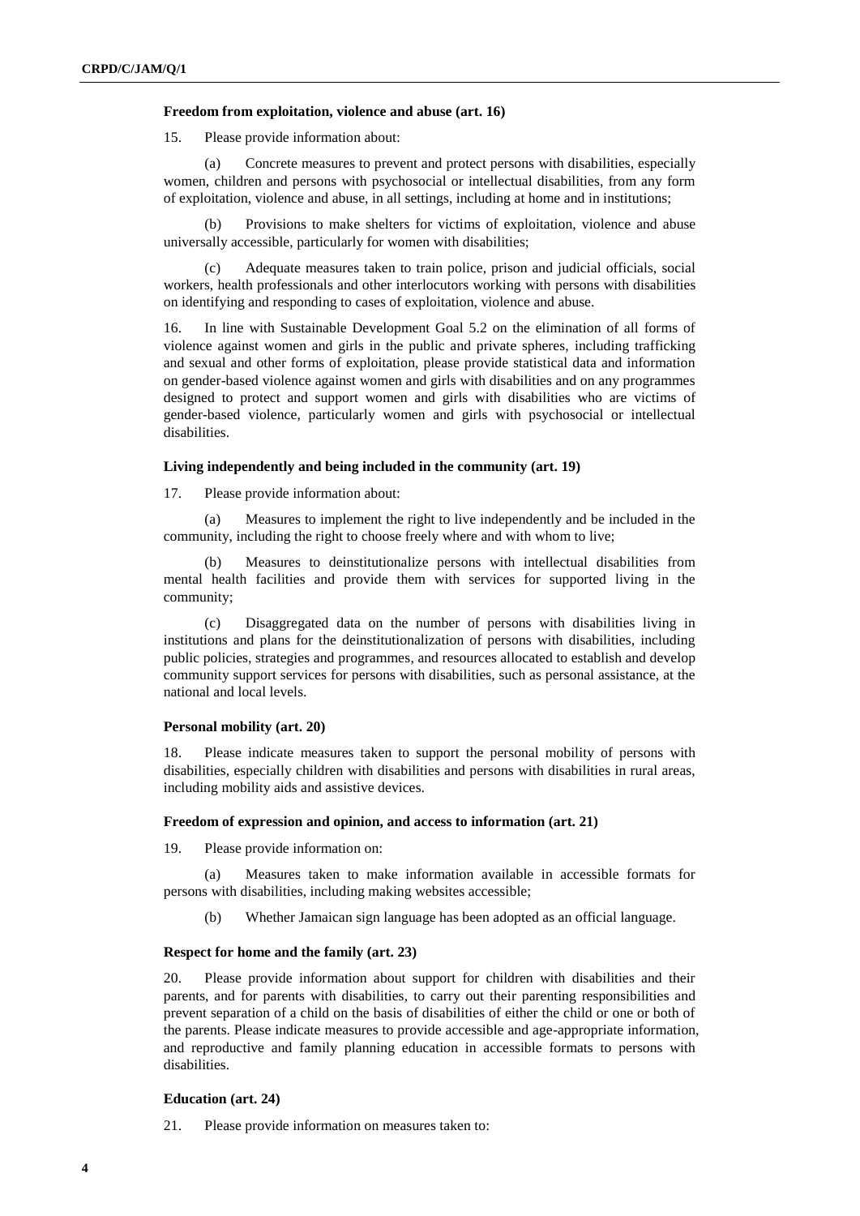### Freedom from exploitation, violence and abuse (art. 16)

15. Please provide information about:

(a) Concrete measures to prevent and protect persons with disabilities, especially women, children and persons with psychosocial or intellectual disabilities, from any form of exploitation, violence and abuse, in all settings, including at home and in institutions;

(b) Provisions to make shelters for victims of exploitation, violence and abuse universally accessible, particularly for women with disabilities;

(c) Adequate measures taken to train police, prison and judicial officials, social workers, health professionals and other interlocutors working with persons with disabilities on identifying and responding to cases of exploitation, violence and abuse.

16. In line with Sustainable Development Goal 5.2 on the elimination of all forms of violence against women and girls in the public and private spheres, including trafficking and sexual and other forms of exploitation, please provide statistical data and information on gender-based violence against women and girls with disabilities and on any programmes designed to protect and support women and girls with disabilities who are victims of gender-based violence, particularly women and girls with psychosocial or intellectual disabilities.

### Living independently and being included in the community (art. 19)

17. Please provide information about:

(a) Measures to implement the right to live independently and be included in the community, including the right to choose freely where and with whom to live;

(b) Measures to deinstitutionalize persons with intellectual disabilities from mental health facilities and provide them with services for supported living in the community;

(c) Disaggregated data on the number of persons with disabilities living in institutions and plans for the deinstitutionalization of persons with disabilities, including public policies, strategies and programmes, and resources allocated to establish and develop community support services for persons with disabilities, such as personal assistance, at the national and local levels.

### Personal mobility (art. 20)

18. Please indicate measures taken to support the personal mobility of persons with disabilities, especially children with disabilities and persons with disabilities in rural areas, including mobility aids and assistive devices.

### Freedom of expression and opinion, and access to information (art. 21)

19. Please provide information on:

(a) Measures taken to make information available in accessible formats for persons with disabilities, including making websites accessible;

(b) Whether Jamaican sign language has been adopted as an official language.

### Respect for home and the family (art. 23)

20. Please provide information about support for children with disabilities and their parents, and for parents with disabilities, to carry out their parenting responsibilities and prevent separation of a child on the basis of disabilities of either the child or one or both of the parents. Please indicate measures to provide accessible and age-appropriate information, and reproductive and family planning education in accessible formats to persons with disabilities.

### Education (art. 24)

21. Please provide information on measures taken to: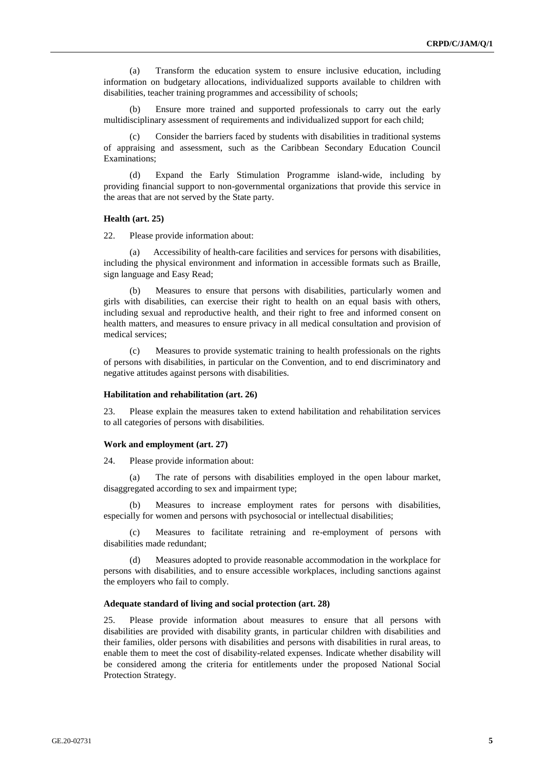(a) Transform the education system to ensure inclusive education, including information on budgetary allocations, individualized supports available to children with disabilities, teacher training programmes and accessibility of schools;

(b) Ensure more trained and supported professionals to carry out the early multidisciplinary assessment of requirements and individualized support for each child;

(c) Consider the barriers faced by students with disabilities in traditional systems of appraising and assessment, such as the Caribbean Secondary Education Council Examinations;

(d) Expand the Early Stimulation Programme island-wide, including by providing financial support to non-governmental organizations that provide this service in the areas that are not served by the State party.

#### Health (art. 25)

22. Please provide information about:

(a) Accessibility of health-care facilities and services for persons with disabilities, including the physical environment and information in accessible formats such as Braille, sign language and Easy Read;

(b) Measures to ensure that persons with disabilities, particularly women and girls with disabilities, can exercise their right to health on an equal basis with others, including sexual and reproductive health, and their right to free and informed consent on health matters, and measures to ensure privacy in all medical consultation and provision of medical services;

(c) Measures to provide systematic training to health professionals on the rights of persons with disabilities, in particular on the Convention, and to end discriminatory and negative attitudes against persons with disabilities.

#### Habilitation and rehabilitation (art. 26)

23. Please explain the measures taken to extend habilitation and rehabilitation services to all categories of persons with disabilities.

#### Work and employment (art. 27)

24. Please provide information about:

(a) The rate of persons with disabilities employed in the open labour market, disaggregated according to sex and impairment type;

(b) Measures to increase employment rates for persons with disabilities, especially for women and persons with psychosocial or intellectual disabilities;

(c) Measures to facilitate retraining and re-employment of persons with disabilities made redundant;

(d) Measures adopted to provide reasonable accommodation in the workplace for persons with disabilities, and to ensure accessible workplaces, including sanctions against the employers who fail to comply.

#### Adequate standard of living and social protection (art. 28)

25. Please provide information about measures to ensure that all persons with disabilities are provided with disability grants, in particular children with disabilities and their families, older persons with disabilities and persons with disabilities in rural areas, to enable them to meet the cost of disability-related expenses. Indicate whether disability will be considered among the criteria for entitlements under the proposed National Social Protection Strategy.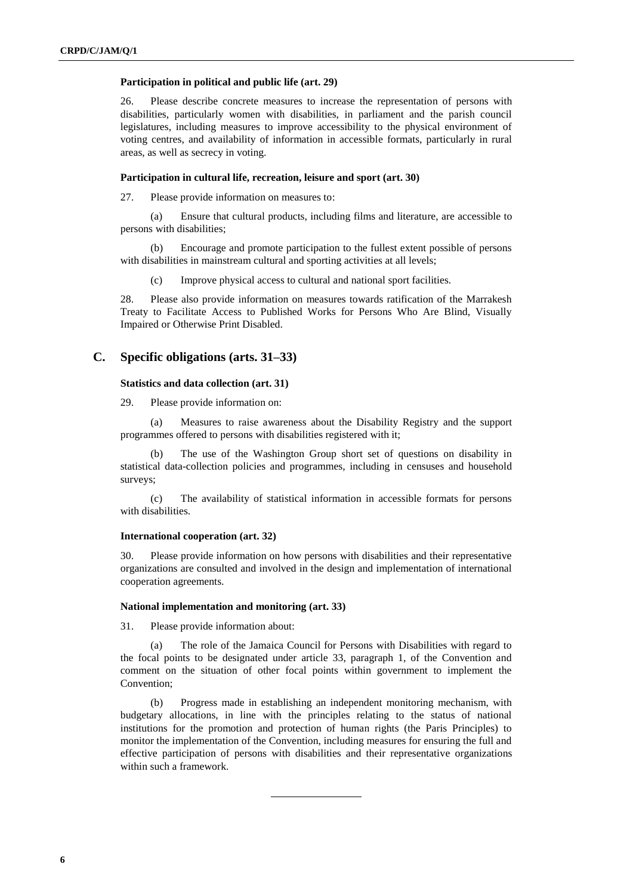### Participation in political and public life (art. 29)

26. Please describe concrete measures to increase the representation of persons with disabilities, particularly women with disabilities, in parliament and the parish council legislatures, including measures to improve accessibility to the physical environment of voting centres, and availability of information in accessible formats, particularly in rural areas, as well as secrecy in voting.

### Participation in cultural life, recreation, leisure and sport (art. 30)

27. Please provide information on measures to:

(a) Ensure that cultural products, including films and literature, are accessible to persons with disabilities;

(b) Encourage and promote participation to the fullest extent possible of persons with disabilities in mainstream cultural and sporting activities at all levels;

(c) Improve physical access to cultural and national sport facilities.

28. Please also provide information on measures towards ratification of the Marrakesh Treaty to Facilitate Access to Published Works for Persons Who Are Blind, Visually Impaired or Otherwise Print Disabled.

## C. Specific obligations (arts. 31–33)

### Statistics and data collection (art. 31)

29. Please provide information on:

(a) Measures to raise awareness about the Disability Registry and the support programmes offered to persons with disabilities registered with it;

(b) The use of the Washington Group short set of questions on disability in statistical data-collection policies and programmes, including in censuses and household surveys;

(c) The availability of statistical information in accessible formats for persons with disabilities.

### International cooperation (art. 32)

30. Please provide information on how persons with disabilities and their representative organizations are consulted and involved in the design and implementation of international cooperation agreements.

### National implementation and monitoring (art. 33)

31. Please provide information about:

(a) The role of the Jamaica Council for Persons with Disabilities with regard to the focal points to be designated under article 33, paragraph 1, of the Convention and comment on the situation of other focal points within government to implement the Convention;

(b) Progress made in establishing an independent monitoring mechanism, with budgetary allocations, in line with the principles relating to the status of national institutions for the promotion and protection of human rights (the Paris Principles) to monitor the implementation of the Convention, including measures for ensuring the full and effective participation of persons with disabilities and their representative organizations within such a framework.